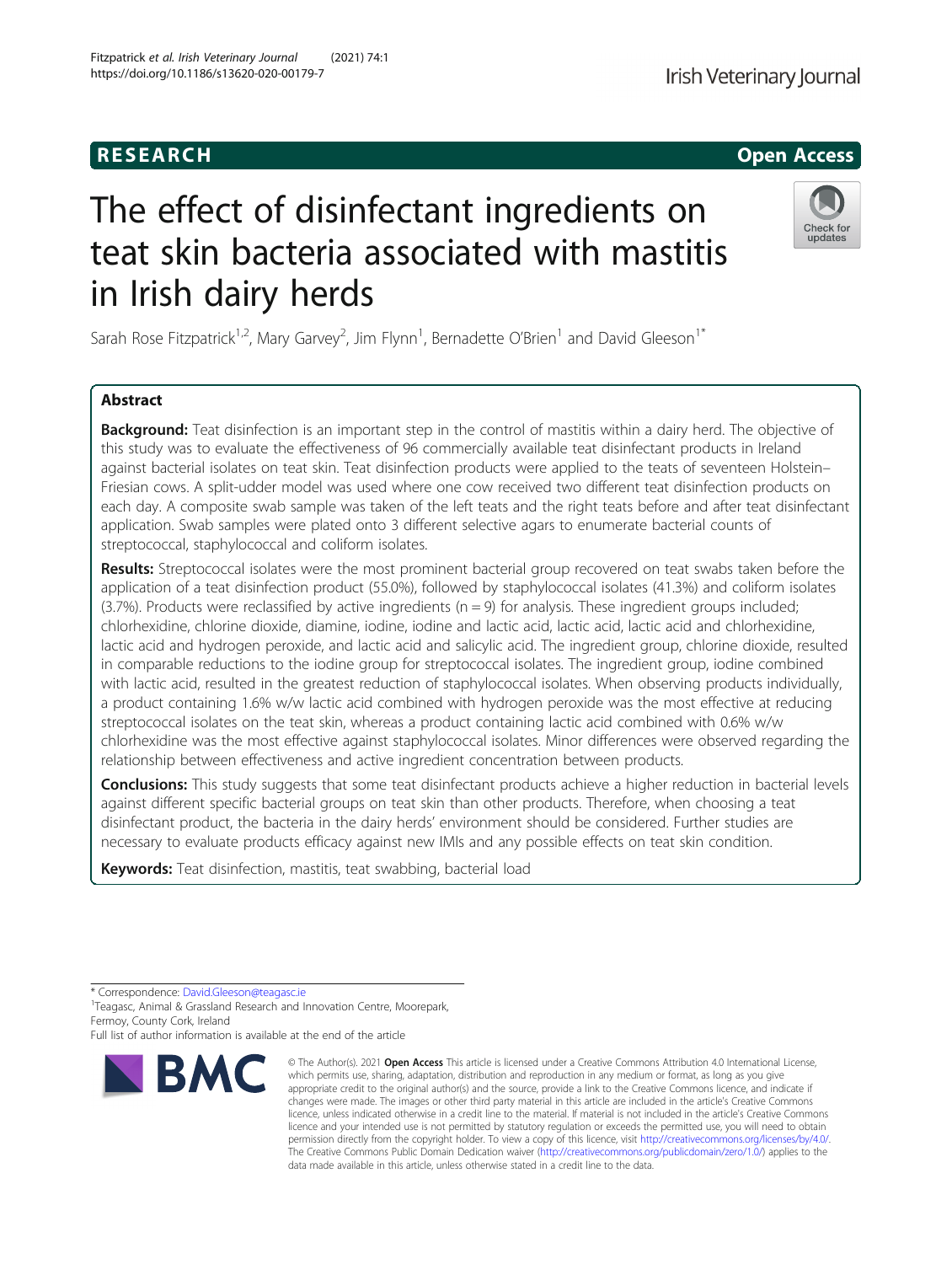RESEARCH

Open Access

# The effect of disinfectant ingredients on teat skin bacteria associated with mastitis in Irish dairy herds

Sarah Rose Fitzpatrick[1,2], Mary Garvey[2], Jim Flynn[1], Bernadette O'Brien[1] and David Gleeson[1*]

## Abstract

**Background:** Teat disinfection is an important step in the control of mastitis within a dairy herd. The objective of this study was to evaluate the effectiveness of 96 commercially available teat disinfectant products in Ireland against bacterial isolates on teat skin. Teat disinfection products were applied to the teats of seventeen Holstein–Friesian cows. A split-udder model was used where one cow received two different teat disinfection products on each day. A composite swab sample was taken of the left teats and the right teats before and after teat disinfectant application. Swab samples were plated onto 3 different selective agars to enumerate bacterial counts of streptococcal, staphylococcal and coliform isolates.

**Results:** Streptococcal isolates were the most prominent bacterial group recovered on teat swabs taken before the application of a teat disinfection product (55.0%), followed by staphylococcal isolates (41.3%) and coliform isolates (3.7%). Products were reclassified by active ingredients (n = 9) for analysis. These ingredient groups included; chlorhexidine, chlorine dioxide, diamine, iodine, iodine and lactic acid, lactic acid, lactic acid and chlorhexidine, lactic acid and hydrogen peroxide, and lactic acid and salicylic acid. The ingredient group, chlorine dioxide, resulted in comparable reductions to the iodine group for streptococcal isolates. The ingredient group, iodine combined with lactic acid, resulted in the greatest reduction of staphylococcal isolates. When observing products individually, a product containing 1.6% w/w lactic acid combined with hydrogen peroxide was the most effective at reducing streptococcal isolates on the teat skin, whereas a product containing lactic acid combined with 0.6% w/w chlorhexidine was the most effective against staphylococcal isolates. Minor differences were observed regarding the relationship between effectiveness and active ingredient concentration between products.

**Conclusions:** This study suggests that some teat disinfectant products achieve a higher reduction in bacterial levels against different specific bacterial groups on teat skin than other products. Therefore, when choosing a teat disinfectant product, the bacteria in the dairy herds' environment should be considered. Further studies are necessary to evaluate products efficacy against new IMIs and any possible effects on teat skin condition.

**Keywords:** Teat disinfection, mastitis, teat swabbing, bacterial load

* Correspondence: David.Gleeson@teagasc.ie

[1]Teagasc, Animal & Grassland Research and Innovation Centre, Moorepark, Fermoy, County Cork, Ireland

Full list of author information is available at the end of the article

© The Author(s). 2021 **Open Access** This article is licensed under a Creative Commons Attribution 4.0 International License, which permits use, sharing, adaptation, distribution and reproduction in any medium or format, as long as you give appropriate credit to the original author(s) and the source, provide a link to the Creative Commons licence, and indicate if changes were made. The images or other third party material in this article are included in the article's Creative Commons licence, unless indicated otherwise in a credit line to the material. If material is not included in the article's Creative Commons licence and your intended use is not permitted by statutory regulation or exceeds the permitted use, you will need to obtain permission directly from the copyright holder. To view a copy of this licence, visit http://creativecommons.org/licenses/by/4.0/. The Creative Commons Public Domain Dedication waiver (http://creativecommons.org/publicdomain/zero/1.0/) applies to the data made available in this article, unless otherwise stated in a credit line to the data.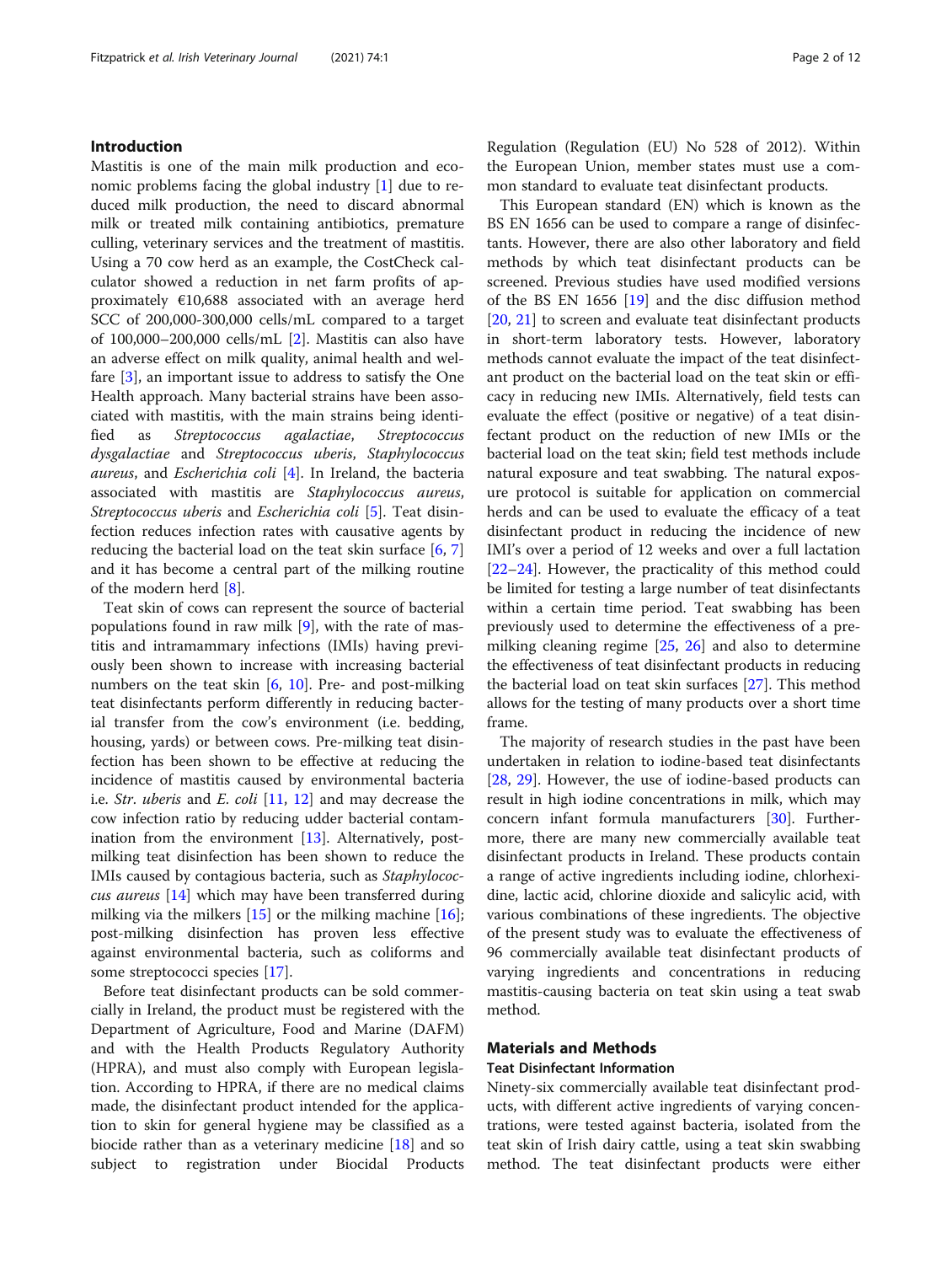## Introduction

Mastitis is one of the main milk production and economic problems facing the global industry [1] due to reduced milk production, the need to discard abnormal milk or treated milk containing antibiotics, premature culling, veterinary services and the treatment of mastitis. Using a 70 cow herd as an example, the CostCheck calculator showed a reduction in net farm profits of approximately €10,688 associated with an average herd SCC of 200,000-300,000 cells/mL compared to a target of 100,000–200,000 cells/mL [2]. Mastitis can also have an adverse effect on milk quality, animal health and welfare [3], an important issue to address to satisfy the One Health approach. Many bacterial strains have been associated with mastitis, with the main strains being identified as *Streptococcus agalactiae*, *Streptococcus dysgalactiae* and *Streptococcus uberis*, *Staphylococcus aureus*, and *Escherichia coli* [4]. In Ireland, the bacteria associated with mastitis are *Staphylococcus aureus*, *Streptococcus uberis* and *Escherichia coli* [5]. Teat disinfection reduces infection rates with causative agents by reducing the bacterial load on the teat skin surface [6, 7] and it has become a central part of the milking routine of the modern herd [8].

Teat skin of cows can represent the source of bacterial populations found in raw milk [9], with the rate of mastitis and intramammary infections (IMIs) having previously been shown to increase with increasing bacterial numbers on the teat skin [6, 10]. Pre- and post-milking teat disinfectants perform differently in reducing bacterial transfer from the cow's environment (i.e. bedding, housing, yards) or between cows. Pre-milking teat disinfection has been shown to be effective at reducing the incidence of mastitis caused by environmental bacteria i.e. *Str. uberis* and *E. coli* [11, 12] and may decrease the cow infection ratio by reducing udder bacterial contamination from the environment [13]. Alternatively, post-milking teat disinfection has been shown to reduce the IMIs caused by contagious bacteria, such as *Staphylococcus aureus* [14] which may have been transferred during milking via the milkers [15] or the milking machine [16]; post-milking disinfection has proven less effective against environmental bacteria, such as coliforms and some streptococci species [17].

Before teat disinfectant products can be sold commercially in Ireland, the product must be registered with the Department of Agriculture, Food and Marine (DAFM) and with the Health Products Regulatory Authority (HPRA), and must also comply with European legislation. According to HPRA, if there are no medical claims made, the disinfectant product intended for the application to skin for general hygiene may be classified as a biocide rather than as a veterinary medicine [18] and so subject to registration under Biocidal Products Regulation (Regulation (EU) No 528 of 2012). Within the European Union, member states must use a common standard to evaluate teat disinfectant products.

This European standard (EN) which is known as the BS EN 1656 can be used to compare a range of disinfectants. However, there are also other laboratory and field methods by which teat disinfectant products can be screened. Previous studies have used modified versions of the BS EN 1656 [19] and the disc diffusion method [20, 21] to screen and evaluate teat disinfectant products in short-term laboratory tests. However, laboratory methods cannot evaluate the impact of the teat disinfectant product on the bacterial load on the teat skin or efficacy in reducing new IMIs. Alternatively, field tests can evaluate the effect (positive or negative) of a teat disinfectant product on the reduction of new IMIs or the bacterial load on the teat skin; field test methods include natural exposure and teat swabbing. The natural exposure protocol is suitable for application on commercial herds and can be used to evaluate the efficacy of a teat disinfectant product in reducing the incidence of new IMI's over a period of 12 weeks and over a full lactation [22–24]. However, the practicality of this method could be limited for testing a large number of teat disinfectants within a certain time period. Teat swabbing has been previously used to determine the effectiveness of a pre-milking cleaning regime [25, 26] and also to determine the effectiveness of teat disinfectant products in reducing the bacterial load on teat skin surfaces [27]. This method allows for the testing of many products over a short time frame.

The majority of research studies in the past have been undertaken in relation to iodine-based teat disinfectants [28, 29]. However, the use of iodine-based products can result in high iodine concentrations in milk, which may concern infant formula manufacturers [30]. Furthermore, there are many new commercially available teat disinfectant products in Ireland. These products contain a range of active ingredients including iodine, chlorhexidine, lactic acid, chlorine dioxide and salicylic acid, with various combinations of these ingredients. The objective of the present study was to evaluate the effectiveness of 96 commercially available teat disinfectant products of varying ingredients and concentrations in reducing mastitis-causing bacteria on teat skin using a teat swab method.

## Materials and Methods

### Teat Disinfectant Information

Ninety-six commercially available teat disinfectant products, with different active ingredients of varying concentrations, were tested against bacteria, isolated from the teat skin of Irish dairy cattle, using a teat skin swabbing method. The teat disinfectant products were either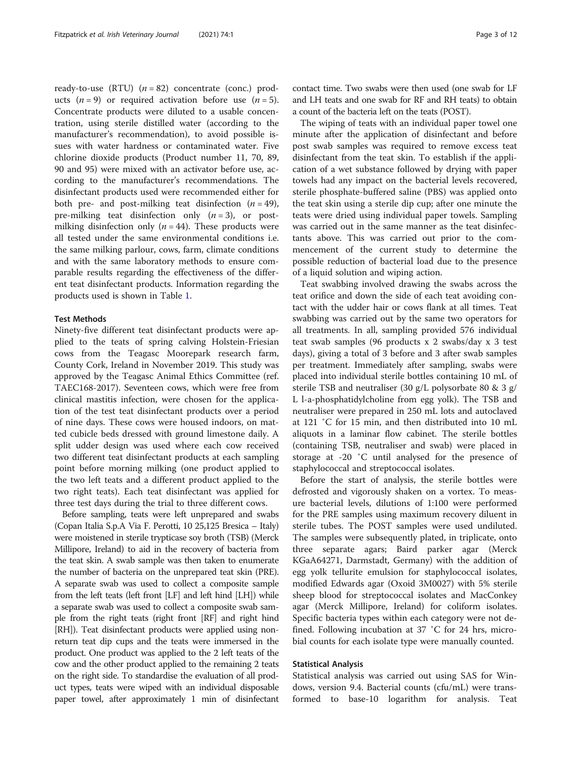ready-to-use (RTU) ($n = 82$) concentrate (conc.) products ($n = 9$) or required activation before use ($n = 5$). Concentrate products were diluted to a usable concentration, using sterile distilled water (according to the manufacturer's recommendation), to avoid possible issues with water hardness or contaminated water. Five chlorine dioxide products (Product number 11, 70, 89, 90 and 95) were mixed with an activator before use, according to the manufacturer's recommendations. The disinfectant products used were recommended either for both pre- and post-milking teat disinfection ($n = 49$), pre-milking teat disinfection only ($n = 3$), or post-milking disinfection only ($n = 44$). These products were all tested under the same environmental conditions i.e. the same milking parlour, cows, farm, climate conditions and with the same laboratory methods to ensure comparable results regarding the effectiveness of the different teat disinfectant products. Information regarding the products used is shown in Table 1.

## Test Methods

Ninety-five different teat disinfectant products were applied to the teats of spring calving Holstein-Friesian cows from the Teagasc Moorepark research farm, County Cork, Ireland in November 2019. This study was approved by the Teagasc Animal Ethics Committee (ref. TAEC168-2017). Seventeen cows, which were free from clinical mastitis infection, were chosen for the application of the test teat disinfectant products over a period of nine days. These cows were housed indoors, on matted cubicle beds dressed with ground limestone daily. A split udder design was used where each cow received two different teat disinfectant products at each sampling point before morning milking (one product applied to the two left teats and a different product applied to the two right teats). Each teat disinfectant was applied for three test days during the trial to three different cows.

Before sampling, teats were left unprepared and swabs (Copan Italia S.p.A Via F. Perotti, 10 25,125 Bresica – Italy) were moistened in sterile trypticase soy broth (TSB) (Merck Millipore, Ireland) to aid in the recovery of bacteria from the teat skin. A swab sample was then taken to enumerate the number of bacteria on the unprepared teat skin (PRE). A separate swab was used to collect a composite sample from the left teats (left front [LF] and left hind [LH]) while a separate swab was used to collect a composite swab sample from the right teats (right front [RF] and right hind [RH]). Teat disinfectant products were applied using non-return teat dip cups and the teats were immersed in the product. One product was applied to the 2 left teats of the cow and the other product applied to the remaining 2 teats on the right side. To standardise the evaluation of all product types, teats were wiped with an individual disposable paper towel, after approximately 1 min of disinfectant contact time. Two swabs were then used (one swab for LF and LH teats and one swab for RF and RH teats) to obtain a count of the bacteria left on the teats (POST).

The wiping of teats with an individual paper towel one minute after the application of disinfectant and before post swab samples was required to remove excess teat disinfectant from the teat skin. To establish if the application of a wet substance followed by drying with paper towels had any impact on the bacterial levels recovered, sterile phosphate-buffered saline (PBS) was applied onto the teat skin using a sterile dip cup; after one minute the teats were dried using individual paper towels. Sampling was carried out in the same manner as the teat disinfectants above. This was carried out prior to the commencement of the current study to determine the possible reduction of bacterial load due to the presence of a liquid solution and wiping action.

Teat swabbing involved drawing the swabs across the teat orifice and down the side of each teat avoiding contact with the udder hair or cows flank at all times. Teat swabbing was carried out by the same two operators for all treatments. In all, sampling provided 576 individual teat swab samples (96 products x 2 swabs/day x 3 test days), giving a total of 3 before and 3 after swab samples per treatment. Immediately after sampling, swabs were placed into individual sterile bottles containing 10 mL of sterile TSB and neutraliser (30 g/L polysorbate 80 & 3 g/L l-a-phosphatidylcholine from egg yolk). The TSB and neutraliser were prepared in 250 mL lots and autoclaved at 121 °C for 15 min, and then distributed into 10 mL aliquots in a laminar flow cabinet. The sterile bottles (containing TSB, neutraliser and swab) were placed in storage at -20 °C until analysed for the presence of staphylococcal and streptococcal isolates.

Before the start of analysis, the sterile bottles were defrosted and vigorously shaken on a vortex. To measure bacterial levels, dilutions of 1:100 were performed for the PRE samples using maximum recovery diluent in sterile tubes. The POST samples were used undiluted. The samples were subsequently plated, in triplicate, onto three separate agars; Baird parker agar (Merck KGaA64271, Darmstadt, Germany) with the addition of egg yolk tellurite emulsion for staphylococcal isolates, modified Edwards agar (Oxoid 3M0027) with 5% sterile sheep blood for streptococcal isolates and MacConkey agar (Merck Millipore, Ireland) for coliform isolates. Specific bacteria types within each category were not defined. Following incubation at 37 °C for 24 hrs, microbial counts for each isolate type were manually counted.

## Statistical Analysis

Statistical analysis was carried out using SAS for Windows, version 9.4. Bacterial counts (cfu/mL) were transformed to base-10 logarithm for analysis. Teat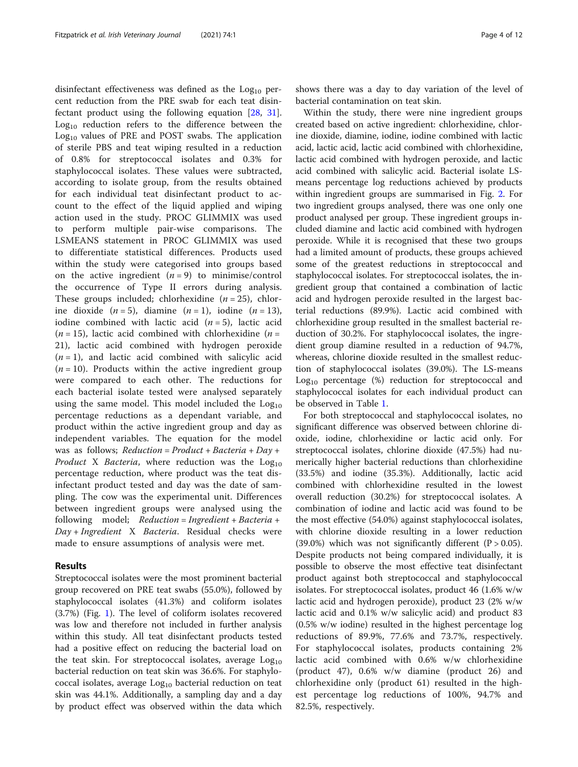disinfectant effectiveness was defined as the $Log_{10}$ percent reduction from the PRE swab for each teat disinfectant product using the following equation [28, 31]. $Log_{10}$ reduction refers to the difference between the $Log_{10}$ values of PRE and POST swabs. The application of sterile PBS and teat wiping resulted in a reduction of 0.8% for streptococcal isolates and 0.3% for staphylococcal isolates. These values were subtracted, according to isolate group, from the results obtained for each individual teat disinfectant product to account to the effect of the liquid applied and wiping action used in the study. PROC GLIMMIX was used to perform multiple pair-wise comparisons. The LSMEANS statement in PROC GLIMMIX was used to differentiate statistical differences. Products used within the study were categorised into groups based on the active ingredient ($n = 9$) to minimise/control the occurrence of Type II errors during analysis. These groups included; chlorhexidine ($n = 25$), chlorine dioxide ($n = 5$), diamine ($n = 1$), iodine ($n = 13$), iodine combined with lactic acid ($n = 5$), lactic acid ($n = 15$), lactic acid combined with chlorhexidine ($n = 21$), lactic acid combined with hydrogen peroxide ($n = 1$), and lactic acid combined with salicylic acid ($n = 10$). Products within the active ingredient group were compared to each other. The reductions for each bacterial isolate tested were analysed separately using the same model. This model included the $Log_{10}$ percentage reductions as a dependant variable, and product within the active ingredient group and day as independent variables. The equation for the model was as follows; *Reduction = Product + Bacteria + Day + Product X Bacteria*, where reduction was the $Log_{10}$ percentage reduction, where product was the teat disinfectant product tested and day was the date of sampling. The cow was the experimental unit. Differences between ingredient groups were analysed using the following model; *Reduction = Ingredient + Bacteria + Day + Ingredient X Bacteria*. Residual checks were made to ensure assumptions of analysis were met.

## Results

Streptococcal isolates were the most prominent bacterial group recovered on PRE teat swabs (55.0%), followed by staphylococcal isolates (41.3%) and coliform isolates (3.7%) (Fig. 1). The level of coliform isolates recovered was low and therefore not included in further analysis within this study. All teat disinfectant products tested had a positive effect on reducing the bacterial load on the teat skin. For streptococcal isolates, average $Log_{10}$ bacterial reduction on teat skin was 36.6%. For staphylococcal isolates, average $Log_{10}$ bacterial reduction on teat skin was 44.1%. Additionally, a sampling day and a day by product effect was observed within the data which shows there was a day to day variation of the level of bacterial contamination on teat skin.

Within the study, there were nine ingredient groups created based on active ingredient: chlorhexidine, chlorine dioxide, diamine, iodine, iodine combined with lactic acid, lactic acid, lactic acid combined with chlorhexidine, lactic acid combined with hydrogen peroxide, and lactic acid combined with salicylic acid. Bacterial isolate LS-means percentage log reductions achieved by products within ingredient groups are summarised in Fig. 2. For two ingredient groups analysed, there was one only one product analysed per group. These ingredient groups included diamine and lactic acid combined with hydrogen peroxide. While it is recognised that these two groups had a limited amount of products, these groups achieved some of the greatest reductions in streptococcal and staphylococcal isolates. For streptococcal isolates, the ingredient group that contained a combination of lactic acid and hydrogen peroxide resulted in the largest bacterial reductions (89.9%). Lactic acid combined with chlorhexidine group resulted in the smallest bacterial reduction of 30.2%. For staphylococcal isolates, the ingredient group diamine resulted in a reduction of 94.7%, whereas, chlorine dioxide resulted in the smallest reduction of staphylococcal isolates (39.0%). The LS-means $Log_{10}$ percentage (%) reduction for streptococcal and staphylococcal isolates for each individual product can be observed in Table 1.

For both streptococcal and staphylococcal isolates, no significant difference was observed between chlorine dioxide, iodine, chlorhexidine or lactic acid only. For streptococcal isolates, chlorine dioxide (47.5%) had numerically higher bacterial reductions than chlorhexidine (33.5%) and iodine (35.3%). Additionally, lactic acid combined with chlorhexidine resulted in the lowest overall reduction (30.2%) for streptococcal isolates. A combination of iodine and lactic acid was found to be the most effective (54.0%) against staphylococcal isolates, with chlorine dioxide resulting in a lower reduction (39.0%) which was not significantly different ($P > 0.05$). Despite products not being compared individually, it is possible to observe the most effective teat disinfectant product against both streptococcal and staphylococcal isolates. For streptococcal isolates, product 46 (1.6% w/w lactic acid and hydrogen peroxide), product 23 (2% w/w lactic acid and 0.1% w/w salicylic acid) and product 83 (0.5% w/w iodine) resulted in the highest percentage log reductions of 89.9%, 77.6% and 73.7%, respectively. For staphylococcal isolates, products containing 2% lactic acid combined with 0.6% w/w chlorhexidine (product 47), 0.6% w/w diamine (product 26) and chlorhexidine only (product 61) resulted in the highest percentage log reductions of 100%, 94.7% and 82.5%, respectively.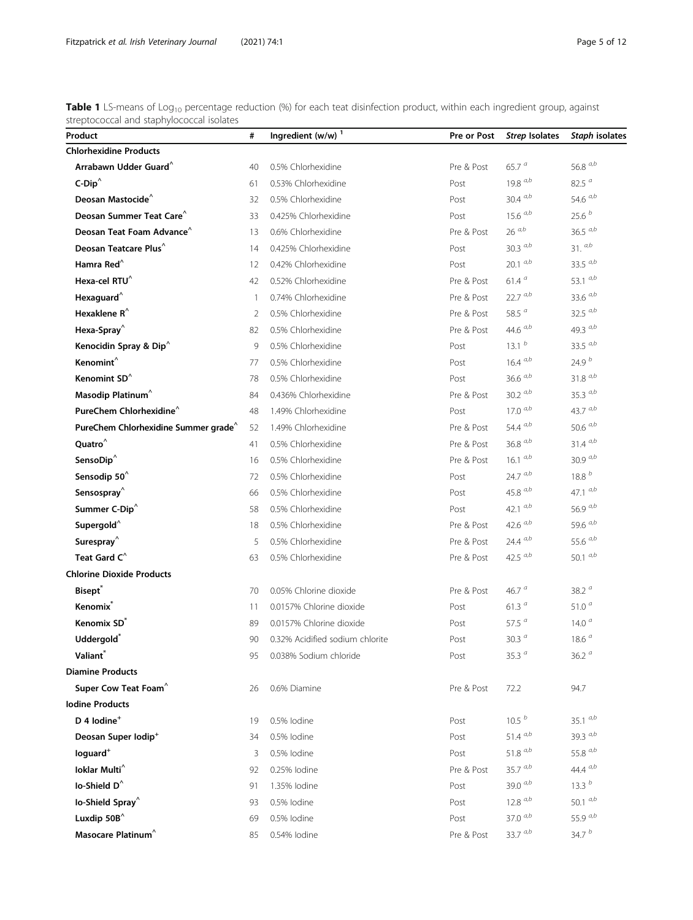**Table 1** LS-means of $Log_{10}$ percentage reduction (%) for each teat disinfection product, within each ingredient group, against streptococcal and staphylococcal isolates

| Product | # | Ingredient (w/w) [1] | Pre or Post | *Strep* Isolates | *Staph* isolates |
|---|---|---|---|---|---|
| **Chlorhexidine Products** | | | | | |
| **Arrabawn Udder Guard^** | 40 | 0.5% Chlorhexidine | Pre & Post | 65.7 [a] | 56.8 [a,b] |
| **C-Dip^** | 61 | 0.53% Chlorhexidine | Post | 19.8 [a,b] | 82.5 [a] |
| **Deosan Mastocide^** | 32 | 0.5% Chlorhexidine | Post | 30.4 [a,b] | 54.6 [a,b] |
| **Deosan Summer Teat Care^** | 33 | 0.425% Chlorhexidine | Post | 15.6 [a,b] | 25.6 [b] |
| **Deosan Teat Foam Advance^** | 13 | 0.6% Chlorhexidine | Pre & Post | 26 [a,b] | 36.5 [a,b] |
| **Deosan Teatcare Plus^** | 14 | 0.425% Chlorhexidine | Post | 30.3 [a,b] | 31. [a,b] |
| **Hamra Red^** | 12 | 0.42% Chlorhexidine | Post | 20.1 [a,b] | 33.5 [a,b] |
| **Hexa-cel RTU^** | 42 | 0.52% Chlorhexidine | Pre & Post | 61.4 [a] | 53.1 [a,b] |
| **Hexaguard^** | 1 | 0.74% Chlorhexidine | Pre & Post | 22.7 [a,b] | 33.6 [a,b] |
| **Hexaklene R^** | 2 | 0.5% Chlorhexidine | Pre & Post | 58.5 [a] | 32.5 [a,b] |
| **Hexa-Spray^** | 82 | 0.5% Chlorhexidine | Pre & Post | 44.6 [a,b] | 49.3 [a,b] |
| **Kenocidin Spray & Dip^** | 9 | 0.5% Chlorhexidine | Post | 13.1 [b] | 33.5 [a,b] |
| **Kenomint^** | 77 | 0.5% Chlorhexidine | Post | 16.4 [a,b] | 24.9 [b] |
| **Kenomint SD^** | 78 | 0.5% Chlorhexidine | Post | 36.6 [a,b] | 31.8 [a,b] |
| **Masodip Platinum^** | 84 | 0.436% Chlorhexidine | Pre & Post | 30.2 [a,b] | 35.3 [a,b] |
| **PureChem Chlorhexidine^** | 48 | 1.49% Chlorhexidine | Post | 17.0 [a,b] | 43.7 [a,b] |
| **PureChem Chlorhexidine Summer grade^** | 52 | 1.49% Chlorhexidine | Pre & Post | 54.4 [a,b] | 50.6 [a,b] |
| **Quatro^** | 41 | 0.5% Chlorhexidine | Pre & Post | 36.8 [a,b] | 31.4 [a,b] |
| **SensoDip^** | 16 | 0.5% Chlorhexidine | Pre & Post | 16.1 [a,b] | 30.9 [a,b] |
| **Sensodip 50^** | 72 | 0.5% Chlorhexidine | Post | 24.7 [a,b] | 18.8 [b] |
| **Sensospray^** | 66 | 0.5% Chlorhexidine | Post | 45.8 [a,b] | 47.1 [a,b] |
| **Summer C-Dip^** | 58 | 0.5% Chlorhexidine | Post | 42.1 [a,b] | 56.9 [a,b] |
| **Supergold^** | 18 | 0.5% Chlorhexidine | Pre & Post | 42.6 [a,b] | 59.6 [a,b] |
| **Surespray^** | 5 | 0.5% Chlorhexidine | Pre & Post | 24.4 [a,b] | 55.6 [a,b] |
| **Teat Gard C^** | 63 | 0.5% Chlorhexidine | Pre & Post | 42.5 [a,b] | 50.1 [a,b] |
| **Chlorine Dioxide Products** | | | | | |
| **Bisept*** | 70 | 0.05% Chlorine dioxide | Pre & Post | 46.7 [a] | 38.2 [a] |
| **Kenomix*** | 11 | 0.0157% Chlorine dioxide | Post | 61.3 [a] | 51.0 [a] |
| **Kenomix SD*** | 89 | 0.0157% Chlorine dioxide | Post | 57.5 [a] | 14.0 [a] |
| **Uddergold*** | 90 | 0.32% Acidified sodium chlorite | Post | 30.3 [a] | 18.6 [a] |
| **Valiant*** | 95 | 0.038% Sodium chloride | Post | 35.3 [a] | 36.2 [a] |
| **Diamine Products** | | | | | |
| **Super Cow Teat Foam^** | 26 | 0.6% Diamine | Pre & Post | 72.2 | 94.7 |
| **Iodine Products** | | | | | |
| **D 4 Iodine+** | 19 | 0.5% Iodine | Post | 10.5 [b] | 35.1 [a,b] |
| **Deosan Super Iodip+** | 34 | 0.5% Iodine | Post | 51.4 [a,b] | 39.3 [a,b] |
| **Ioguard+** | 3 | 0.5% Iodine | Post | 51.8 [a,b] | 55.8 [a,b] |
| **Ioklar Multi^** | 92 | 0.25% Iodine | Pre & Post | 35.7 [a,b] | 44.4 [a,b] |
| **Io-Shield D^** | 91 | 1.35% Iodine | Post | 39.0 [a,b] | 13.3 [b] |
| **Io-Shield Spray^** | 93 | 0.5% Iodine | Post | 12.8 [a,b] | 50.1 [a,b] |
| **Luxdip 50B^** | 69 | 0.5% Iodine | Post | 37.0 [a,b] | 55.9 [a,b] |
| **Masocare Platinum^** | 85 | 0.54% Iodine | Pre & Post | 33.7 [a,b] | 34.7 [b] |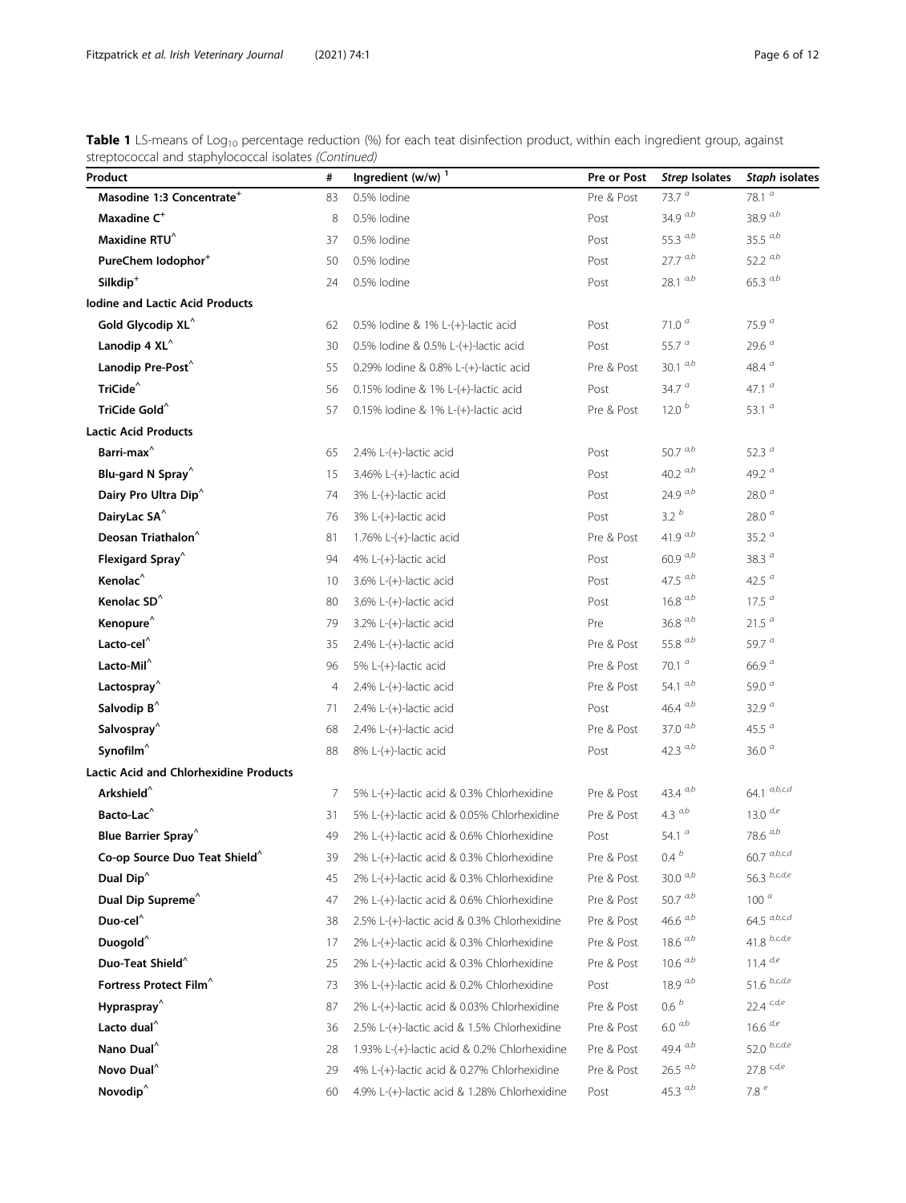**Table 1** LS-means of $Log_{10}$ percentage reduction (%) for each teat disinfection product, within each ingredient group, against streptococcal and staphylococcal isolates *(Continued)*

| Product | # | Ingredient (w/w) [1] | Pre or Post | *Strep* Isolates | *Staph* isolates |
|---|---|---|---|---|---|
| **Masodine 1:3 Concentrate**[+] | 83 | 0.5% Iodine | Pre & Post | 73.7 [a] | 78.1 [a] |
| **Maxadine C**[+] | 8 | 0.5% Iodine | Post | 34.9 [a,b] | 38.9 [a,b] |
| **Maxidine RTU**[^] | 37 | 0.5% Iodine | Post | 55.3 [a,b] | 35.5 [a,b] |
| **PureChem Iodophor**[+] | 50 | 0.5% Iodine | Post | 27.7 [a,b] | 52.2 [a,b] |
| **Silkdip**[+] | 24 | 0.5% Iodine | Post | 28.1 [a,b] | 65.3 [a,b] |
| **Iodine and Lactic Acid Products** | | | | | |
| **Gold Glycodip XL**[^] | 62 | 0.5% Iodine & 1% L-(+)-lactic acid | Post | 71.0 [a] | 75.9 [a] |
| **Lanodip 4 XL**[^] | 30 | 0.5% Iodine & 0.5% L-(+)-lactic acid | Post | 55.7 [a] | 29.6 [a] |
| **Lanodip Pre-Post**[^] | 55 | 0.29% Iodine & 0.8% L-(+)-lactic acid | Pre & Post | 30.1 [a,b] | 48.4 [a] |
| **TriCide**[^] | 56 | 0.15% Iodine & 1% L-(+)-lactic acid | Post | 34.7 [a] | 47.1 [a] |
| **TriCide Gold**[^] | 57 | 0.15% Iodine & 1% L-(+)-lactic acid | Pre & Post | 12.0 [b] | 53.1 [a] |
| **Lactic Acid Products** | | | | | |
| **Barri-max**[^] | 65 | 2.4% L-(+)-lactic acid | Post | 50.7 [a,b] | 52.3 [a] |
| **Blu-gard N Spray**[^] | 15 | 3.46% L-(+)-lactic acid | Post | 40.2 [a,b] | 49.2 [a] |
| **Dairy Pro Ultra Dip**[^] | 74 | 3% L-(+)-lactic acid | Post | 24.9 [a,b] | 28.0 [a] |
| **DairyLac SA**[^] | 76 | 3% L-(+)-lactic acid | Post | 3.2 [b] | 28.0 [a] |
| **Deosan Triathalon**[^] | 81 | 1.76% L-(+)-lactic acid | Pre & Post | 41.9 [a,b] | 35.2 [a] |
| **Flexigard Spray**[^] | 94 | 4% L-(+)-lactic acid | Post | 60.9 [a,b] | 38.3 [a] |
| **Kenolac**[^] | 10 | 3.6% L-(+)-lactic acid | Post | 47.5 [a,b] | 42.5 [a] |
| **Kenolac SD**[^] | 80 | 3.6% L-(+)-lactic acid | Post | 16.8 [a,b] | 17.5 [a] |
| **Kenopure**[^] | 79 | 3.2% L-(+)-lactic acid | Pre | 36.8 [a,b] | 21.5 [a] |
| **Lacto-cel**[^] | 35 | 2.4% L-(+)-lactic acid | Pre & Post | 55.8 [a,b] | 59.7 [a] |
| **Lacto-Mil**[^] | 96 | 5% L-(+)-lactic acid | Pre & Post | 70.1 [a] | 66.9 [a] |
| **Lactospray**[^] | 4 | 2.4% L-(+)-lactic acid | Pre & Post | 54.1 [a,b] | 59.0 [a] |
| **Salvodip B**[^] | 71 | 2.4% L-(+)-lactic acid | Post | 46.4 [a,b] | 32.9 [a] |
| **Salvospray**[^] | 68 | 2.4% L-(+)-lactic acid | Pre & Post | 37.0 [a,b] | 45.5 [a] |
| **Synofilm**[^] | 88 | 8% L-(+)-lactic acid | Post | 42.3 [a,b] | 36.0 [a] |
| **Lactic Acid and Chlorhexidine Products** | | | | | |
| **Arkshield**[^] | 7 | 5% L-(+)-lactic acid & 0.3% Chlorhexidine | Pre & Post | 43.4 [a,b] | 64.1 [a,b,c,d] |
| **Bacto-Lac**[^] | 31 | 5% L-(+)-lactic acid & 0.05% Chlorhexidine | Pre & Post | 4.3 [a,b] | 13.0 [d,e] |
| **Blue Barrier Spray**[^] | 49 | 2% L-(+)-lactic acid & 0.6% Chlorhexidine | Post | 54.1 [a] | 78.6 [a,b] |
| **Co-op Source Duo Teat Shield**[^] | 39 | 2% L-(+)-lactic acid & 0.3% Chlorhexidine | Pre & Post | 0.4 [b] | 60.7 [a,b,c,d] |
| **Dual Dip**[^] | 45 | 2% L-(+)-lactic acid & 0.3% Chlorhexidine | Pre & Post | 30.0 [a,b] | 56.3 [b,c,d,e] |
| **Dual Dip Supreme**[^] | 47 | 2% L-(+)-lactic acid & 0.6% Chlorhexidine | Pre & Post | 50.7 [a,b] | 100 [a] |
| **Duo-cel**[^] | 38 | 2.5% L-(+)-lactic acid & 0.3% Chlorhexidine | Pre & Post | 46.6 [a,b] | 64.5 [a,b,c,d] |
| **Duogold**[^] | 17 | 2% L-(+)-lactic acid & 0.3% Chlorhexidine | Pre & Post | 18.6 [a,b] | 41.8 [b,c,d,e] |
| **Duo-Teat Shield**[^] | 25 | 2% L-(+)-lactic acid & 0.3% Chlorhexidine | Pre & Post | 10.6 [a,b] | 11.4 [d,e] |
| **Fortress Protect Film**[^] | 73 | 3% L-(+)-lactic acid & 0.2% Chlorhexidine | Post | 18.9 [a,b] | 51.6 [b,c,d,e] |
| **Hypraspray**[^] | 87 | 2% L-(+)-lactic acid & 0.03% Chlorhexidine | Pre & Post | 0.6 [b] | 22.4 [c,d,e] |
| **Lacto dual**[^] | 36 | 2.5% L-(+)-lactic acid & 1.5% Chlorhexidine | Pre & Post | 6.0 [a,b] | 16.6 [d,e] |
| **Nano Dual**[^] | 28 | 1.93% L-(+)-lactic acid & 0.2% Chlorhexidine | Pre & Post | 49.4 [a,b] | 52.0 [b,c,d,e] |
| **Novo Dual**[^] | 29 | 4% L-(+)-lactic acid & 0.27% Chlorhexidine | Pre & Post | 26.5 [a,b] | 27.8 [c,d,e] |
| **Novodip**[^] | 60 | 4.9% L-(+)-lactic acid & 1.28% Chlorhexidine | Post | 45.3 [a,b] | 7.8 [e] |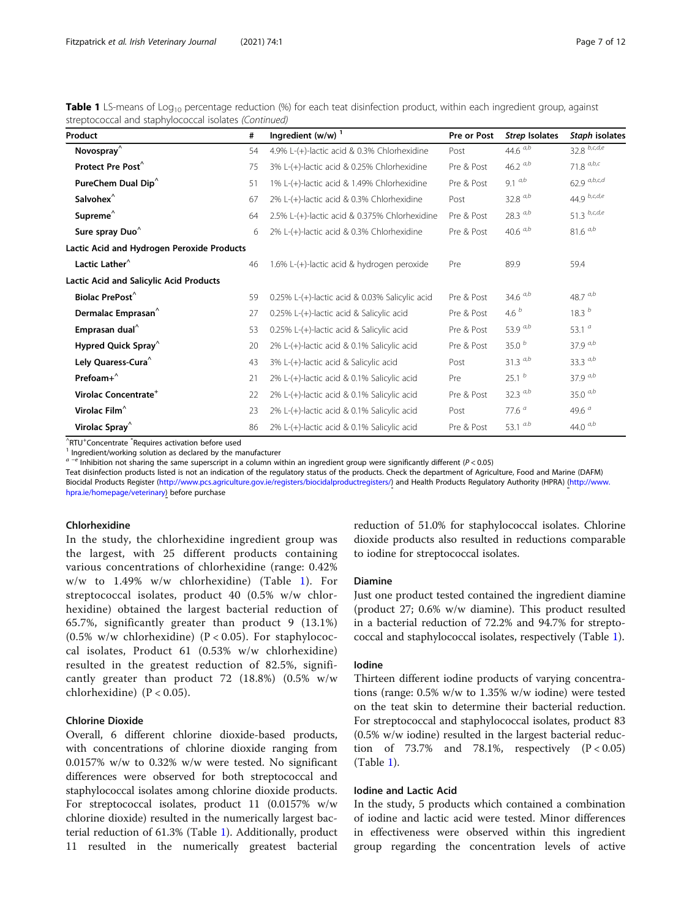**Table 1** LS-means of $Log_{10}$ percentage reduction (%) for each teat disinfection product, within each ingredient group, against streptococcal and staphylococcal isolates *(Continued)*

| Product | # | Ingredient (w/w) [1] | Pre or Post | *Strep* Isolates | *Staph* isolates |
|---|---|---|---|---|---|
| **Novospray^** | 54 | 4.9% L-(+)-lactic acid & 0.3% Chlorhexidine | Post | 44.6 [a,b] | 32.8 [b,c,d,e] |
| **Protect Pre Post^** | 75 | 3% L-(+)-lactic acid & 0.25% Chlorhexidine | Pre & Post | 46.2 [a,b] | 71.8 [a,b,c] |
| **PureChem Dual Dip^** | 51 | 1% L-(+)-lactic acid & 1.49% Chlorhexidine | Pre & Post | 9.1 [a,b] | 62.9 [a,b,c,d] |
| **Salvohex^** | 67 | 2% L-(+)-lactic acid & 0.3% Chlorhexidine | Post | 32.8 [a,b] | 44.9 [b,c,d,e] |
| **Supreme^** | 64 | 2.5% L-(+)-lactic acid & 0.375% Chlorhexidine | Pre & Post | 28.3 [a,b] | 51.3 [b,c,d,e] |
| **Sure spray Duo^** | 6 | 2% L-(+)-lactic acid & 0.3% Chlorhexidine | Pre & Post | 40.6 [a,b] | 81.6 [a,b] |
| **Lactic Acid and Hydrogen Peroxide Products** | | | | | |
| **Lactic Lather^** | 46 | 1.6% L-(+)-lactic acid & hydrogen peroxide | Pre | 89.9 | 59.4 |
| **Lactic Acid and Salicylic Acid Products** | | | | | |
| **Biolac PrePost^** | 59 | 0.25% L-(+)-lactic acid & 0.03% Salicylic acid | Pre & Post | 34.6 [a,b] | 48.7 [a,b] |
| **Dermalac Emprasan^** | 27 | 0.25% L-(+)-lactic acid & Salicylic acid | Pre & Post | 4.6 [b] | 18.3 [b] |
| **Emprasan dual^** | 53 | 0.25% L-(+)-lactic acid & Salicylic acid | Pre & Post | 53.9 [a,b] | 53.1 [a] |
| **Hypred Quick Spray^** | 20 | 2% L-(+)-lactic acid & 0.1% Salicylic acid | Pre & Post | 35.0 [b] | 37.9 [a,b] |
| **Lely Quaress-Cura^** | 43 | 3% L-(+)-lactic acid & Salicylic acid | Post | 31.3 [a,b] | 33.3 [a,b] |
| **Prefoam+^** | 21 | 2% L-(+)-lactic acid & 0.1% Salicylic acid | Pre | 25.1 [b] | 37.9 [a,b] |
| **Virolac Concentrate+** | 22 | 2% L-(+)-lactic acid & 0.1% Salicylic acid | Pre & Post | 32.3 [a,b] | 35.0 [a,b] |
| **Virolac Film^** | 23 | 2% L-(+)-lactic acid & 0.1% Salicylic acid | Post | 77.6 [a] | 49.6 [a] |
| **Virolac Spray^** | 86 | 2% L-(+)-lactic acid & 0.1% Salicylic acid | Pre & Post | 53.1 [a,b] | 44.0 [a,b] |

^RTU +Concentrate *Requires activation before used

[1] Ingredient/working solution as declared by the manufacturer

[a–e] Inhibition not sharing the same superscript in a column within an ingredient group were significantly different ($P < 0.05$)

Teat disinfection products listed is not an indication of the regulatory status of the products. Check the department of Agriculture, Food and Marine (DAFM) Biocidal Products Register (http://www.pcs.agriculture.gov.ie/registers/biocidalproductregisters/) and Health Products Regulatory Authority (HPRA) (http://www.hpra.ie/homepage/veterinary) before purchase

### Chlorhexidine

In the study, the chlorhexidine ingredient group was the largest, with 25 different products containing various concentrations of chlorhexidine (range: 0.42% w/w to 1.49% w/w chlorhexidine) (Table 1). For streptococcal isolates, product 40 (0.5% w/w chlorhexidine) obtained the largest bacterial reduction of 65.7%, significantly greater than product 9 (13.1%) (0.5% w/w chlorhexidine) ($P < 0.05$). For staphylococcal isolates, Product 61 (0.53% w/w chlorhexidine) resulted in the greatest reduction of 82.5%, significantly greater than product 72 (18.8%) (0.5% w/w chlorhexidine) ($P < 0.05$).

### Chlorine Dioxide

Overall, 6 different chlorine dioxide-based products, with concentrations of chlorine dioxide ranging from 0.0157% w/w to 0.32% w/w were tested. No significant differences were observed for both streptococcal and staphylococcal isolates among chlorine dioxide products. For streptococcal isolates, product 11 (0.0157% w/w chlorine dioxide) resulted in the numerically largest bacterial reduction of 61.3% (Table 1). Additionally, product 11 resulted in the numerically greatest bacterial reduction of 51.0% for staphylococcal isolates. Chlorine dioxide products also resulted in reductions comparable to iodine for streptococcal isolates.

### Diamine

Just one product tested contained the ingredient diamine (product 27; 0.6% w/w diamine). This product resulted in a bacterial reduction of 72.2% and 94.7% for streptococcal and staphylococcal isolates, respectively (Table 1).

### Iodine

Thirteen different iodine products of varying concentrations (range: 0.5% w/w to 1.35% w/w iodine) were tested on the teat skin to determine their bacterial reduction. For streptococcal and staphylococcal isolates, product 83 (0.5% w/w iodine) resulted in the largest bacterial reduction of 73.7% and 78.1%, respectively ($P < 0.05$) (Table 1).

### Iodine and Lactic Acid

In the study, 5 products which contained a combination of iodine and lactic acid were tested. Minor differences in effectiveness were observed within this ingredient group regarding the concentration levels of active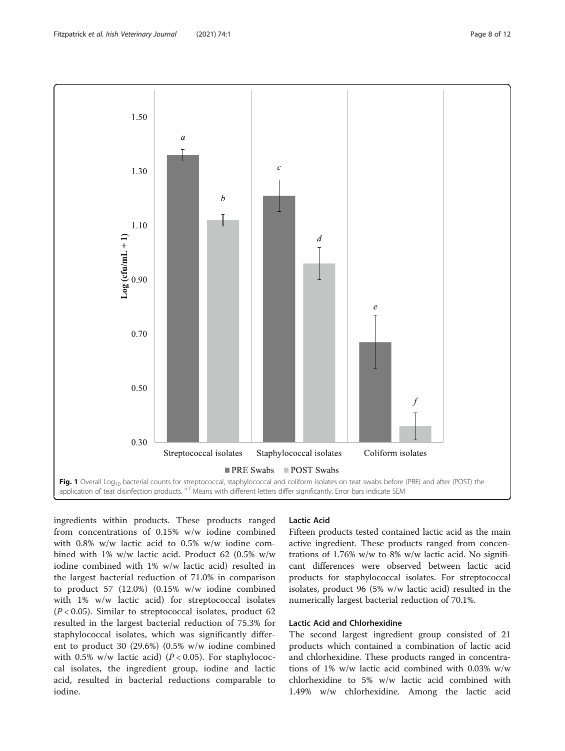Fig. 1 Overall $Log_{10}$ bacterial counts for streptococcal, staphylococcal and coliform isolates on teat swabs before (PRE) and after (POST) the application of teat disinfection products. [a-f] Means with different letters differ significantly. Error bars indicate SEM

ingredients within products. These products ranged from concentrations of 0.15% w/w iodine combined with 0.8% w/w lactic acid to 0.5% w/w iodine combined with 1% w/w lactic acid. Product 62 (0.5% w/w iodine combined with 1% w/w lactic acid) resulted in the largest bacterial reduction of 71.0% in comparison to product 57 (12.0%) (0.15% w/w iodine combined with 1% w/w lactic acid) for streptococcal isolates ($P < 0.05$). Similar to streptococcal isolates, product 62 resulted in the largest bacterial reduction of 75.3% for staphylococcal isolates, which was significantly different to product 30 (29.6%) (0.5% w/w iodine combined with 0.5% w/w lactic acid) ($P < 0.05$). For staphylococcal isolates, the ingredient group, iodine and lactic acid, resulted in bacterial reductions comparable to iodine.

### Lactic Acid

Fifteen products tested contained lactic acid as the main active ingredient. These products ranged from concentrations of 1.76% w/w to 8% w/w lactic acid. No significant differences were observed between lactic acid products for staphylococcal isolates. For streptococcal isolates, product 96 (5% w/w lactic acid) resulted in the numerically largest bacterial reduction of 70.1%.

### Lactic Acid and Chlorhexidine

The second largest ingredient group consisted of 21 products which contained a combination of lactic acid and chlorhexidine. These products ranged in concentrations of 1% w/w lactic acid combined with 0.03% w/w chlorhexidine to 5% w/w lactic acid combined with 1.49% w/w chlorhexidine. Among the lactic acid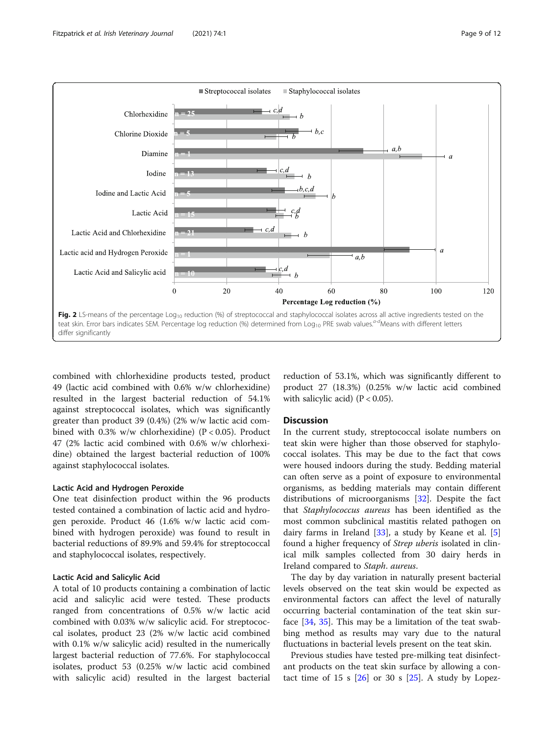Fig. 2 LS-means of the percentage $Log_{10}$ reduction (%) of streptococcal and staphylococcal isolates across all active ingredients tested on the teat skin. Error bars indicates SEM. Percentage log reduction (%) determined from $Log_{10}$ PRE swab values.[a-d] Means with different letters differ significantly

combined with chlorhexidine products tested, product 49 (lactic acid combined with 0.6% w/w chlorhexidine) resulted in the largest bacterial reduction of 54.1% against streptococcal isolates, which was significantly greater than product 39 (0.4%) (2% w/w lactic acid combined with 0.3% w/w chlorhexidine) ($P < 0.05$). Product 47 (2% lactic acid combined with 0.6% w/w chlorhexidine) obtained the largest bacterial reduction of 100% against staphylococcal isolates.

### Lactic Acid and Hydrogen Peroxide

One teat disinfection product within the 96 products tested contained a combination of lactic acid and hydrogen peroxide. Product 46 (1.6% w/w lactic acid combined with hydrogen peroxide) was found to result in bacterial reductions of 89.9% and 59.4% for streptococcal and staphylococcal isolates, respectively.

### Lactic Acid and Salicylic Acid

A total of 10 products containing a combination of lactic acid and salicylic acid were tested. These products ranged from concentrations of 0.5% w/w lactic acid combined with 0.03% w/w salicylic acid. For streptococcal isolates, product 23 (2% w/w lactic acid combined with 0.1% w/w salicylic acid) resulted in the numerically largest bacterial reduction of 77.6%. For staphylococcal isolates, product 53 (0.25% w/w lactic acid combined with salicylic acid) resulted in the largest bacterial reduction of 53.1%, which was significantly different to product 27 (18.3%) (0.25% w/w lactic acid combined with salicylic acid) ($P < 0.05$).

## Discussion

In the current study, streptococcal isolate numbers on teat skin were higher than those observed for staphylococcal isolates. This may be due to the fact that cows were housed indoors during the study. Bedding material can often serve as a point of exposure to environmental organisms, as bedding materials may contain different distributions of microorganisms [32]. Despite the fact that *Staphylococcus aureus* has been identified as the most common subclinical mastitis related pathogen on dairy farms in Ireland [33], a study by Keane et al. [5] found a higher frequency of *Strep uberis* isolated in clinical milk samples collected from 30 dairy herds in Ireland compared to *Staph. aureus*.

The day by day variation in naturally present bacterial levels observed on the teat skin would be expected as environmental factors can affect the level of naturally occurring bacterial contamination of the teat skin surface [34, 35]. This may be a limitation of the teat swabbing method as results may vary due to the natural fluctuations in bacterial levels present on the teat skin.

Previous studies have tested pre-milking teat disinfectant products on the teat skin surface by allowing a contact time of 15 s [26] or 30 s [25]. A study by Lopez-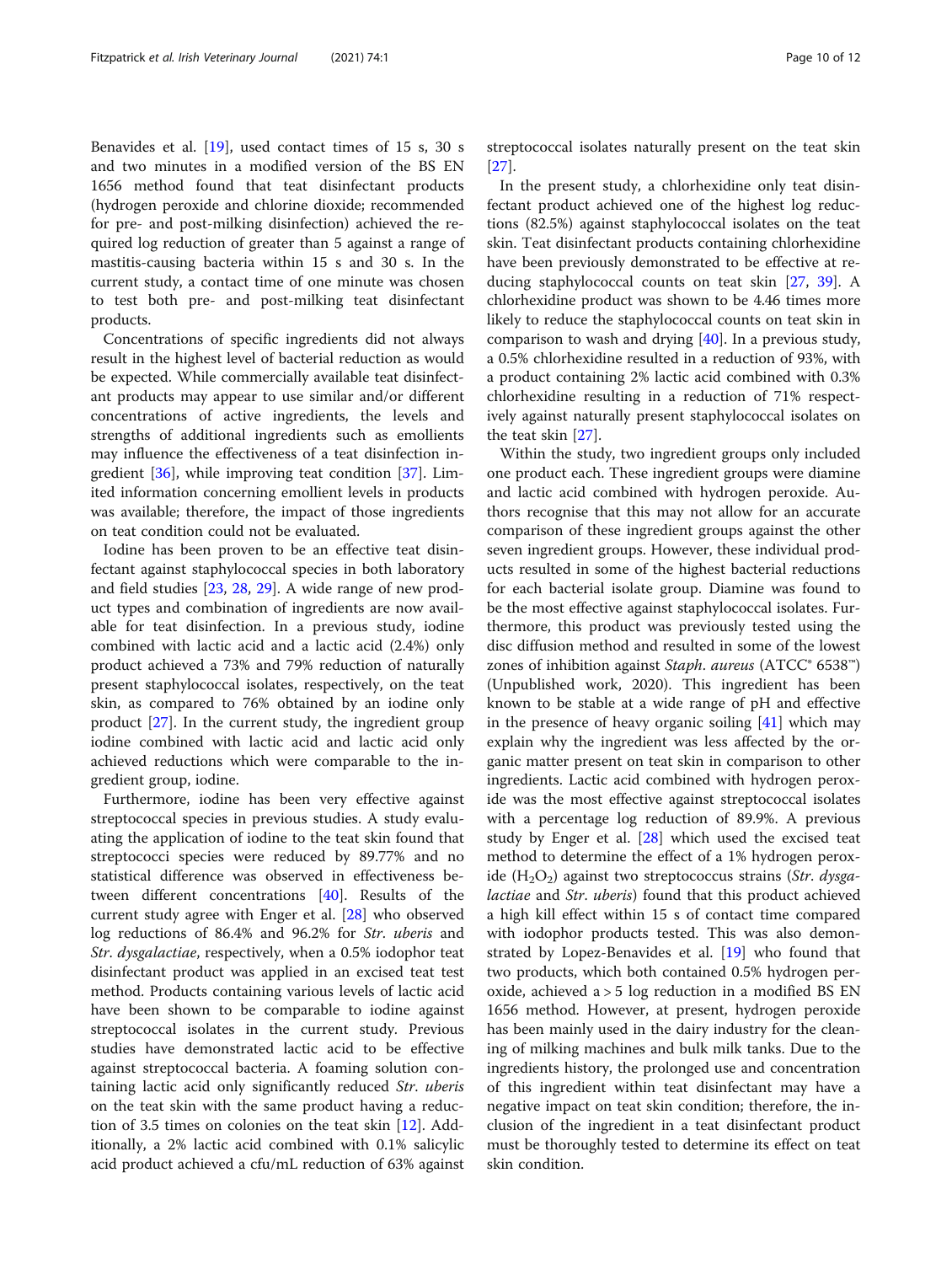Benavides et al. [19], used contact times of 15 s, 30 s and two minutes in a modified version of the BS EN 1656 method found that teat disinfectant products (hydrogen peroxide and chlorine dioxide; recommended for pre- and post-milking disinfection) achieved the required log reduction of greater than 5 against a range of mastitis-causing bacteria within 15 s and 30 s. In the current study, a contact time of one minute was chosen to test both pre- and post-milking teat disinfectant products.

Concentrations of specific ingredients did not always result in the highest level of bacterial reduction as would be expected. While commercially available teat disinfectant products may appear to use similar and/or different concentrations of active ingredients, the levels and strengths of additional ingredients such as emollients may influence the effectiveness of a teat disinfection ingredient [36], while improving teat condition [37]. Limited information concerning emollient levels in products was available; therefore, the impact of those ingredients on teat condition could not be evaluated.

Iodine has been proven to be an effective teat disinfectant against staphylococcal species in both laboratory and field studies [23, 28, 29]. A wide range of new product types and combination of ingredients are now available for teat disinfection. In a previous study, iodine combined with lactic acid and a lactic acid (2.4%) only product achieved a 73% and 79% reduction of naturally present staphylococcal isolates, respectively, on the teat skin, as compared to 76% obtained by an iodine only product [27]. In the current study, the ingredient group iodine combined with lactic acid and lactic acid only achieved reductions which were comparable to the ingredient group, iodine.

Furthermore, iodine has been very effective against streptococcal species in previous studies. A study evaluating the application of iodine to the teat skin found that streptococci species were reduced by 89.77% and no statistical difference was observed in effectiveness between different concentrations [40]. Results of the current study agree with Enger et al. [28] who observed log reductions of 86.4% and 96.2% for *Str. uberis* and *Str. dysgalactiae*, respectively, when a 0.5% iodophor teat disinfectant product was applied in an excised teat test method. Products containing various levels of lactic acid have been shown to be comparable to iodine against streptococcal isolates in the current study. Previous studies have demonstrated lactic acid to be effective against streptococcal bacteria. A foaming solution containing lactic acid only significantly reduced *Str. uberis* on the teat skin with the same product having a reduction of 3.5 times on colonies on the teat skin [12]. Additionally, a 2% lactic acid combined with 0.1% salicylic acid product achieved a cfu/mL reduction of 63% against streptococcal isolates naturally present on the teat skin [27].

In the present study, a chlorhexidine only teat disinfectant product achieved one of the highest log reductions (82.5%) against staphylococcal isolates on the teat skin. Teat disinfectant products containing chlorhexidine have been previously demonstrated to be effective at reducing staphylococcal counts on teat skin [27, 39]. A chlorhexidine product was shown to be 4.46 times more likely to reduce the staphylococcal counts on teat skin in comparison to wash and drying [40]. In a previous study, a 0.5% chlorhexidine resulted in a reduction of 93%, with a product containing 2% lactic acid combined with 0.3% chlorhexidine resulting in a reduction of 71% respectively against naturally present staphylococcal isolates on the teat skin [27].

Within the study, two ingredient groups only included one product each. These ingredient groups were diamine and lactic acid combined with hydrogen peroxide. Authors recognise that this may not allow for an accurate comparison of these ingredient groups against the other seven ingredient groups. However, these individual products resulted in some of the highest bacterial reductions for each bacterial isolate group. Diamine was found to be the most effective against staphylococcal isolates. Furthermore, this product was previously tested using the disc diffusion method and resulted in some of the lowest zones of inhibition against *Staph. aureus* (ATCC® 6538™) (Unpublished work, 2020). This ingredient has been known to be stable at a wide range of pH and effective in the presence of heavy organic soiling [41] which may explain why the ingredient was less affected by the organic matter present on teat skin in comparison to other ingredients. Lactic acid combined with hydrogen peroxide was the most effective against streptococcal isolates with a percentage log reduction of 89.9%. A previous study by Enger et al. [28] which used the excised teat method to determine the effect of a 1% hydrogen peroxide ($H_2O_2$) against two streptococcus strains (*Str. dysgalactiae* and *Str. uberis*) found that this product achieved a high kill effect within 15 s of contact time compared with iodophor products tested. This was also demonstrated by Lopez-Benavides et al. [19] who found that two products, which both contained 0.5% hydrogen peroxide, achieved a > 5 log reduction in a modified BS EN 1656 method. However, at present, hydrogen peroxide has been mainly used in the dairy industry for the cleaning of milking machines and bulk milk tanks. Due to the ingredients history, the prolonged use and concentration of this ingredient within teat disinfectant may have a negative impact on teat skin condition; therefore, the inclusion of the ingredient in a teat disinfectant product must be thoroughly tested to determine its effect on teat skin condition.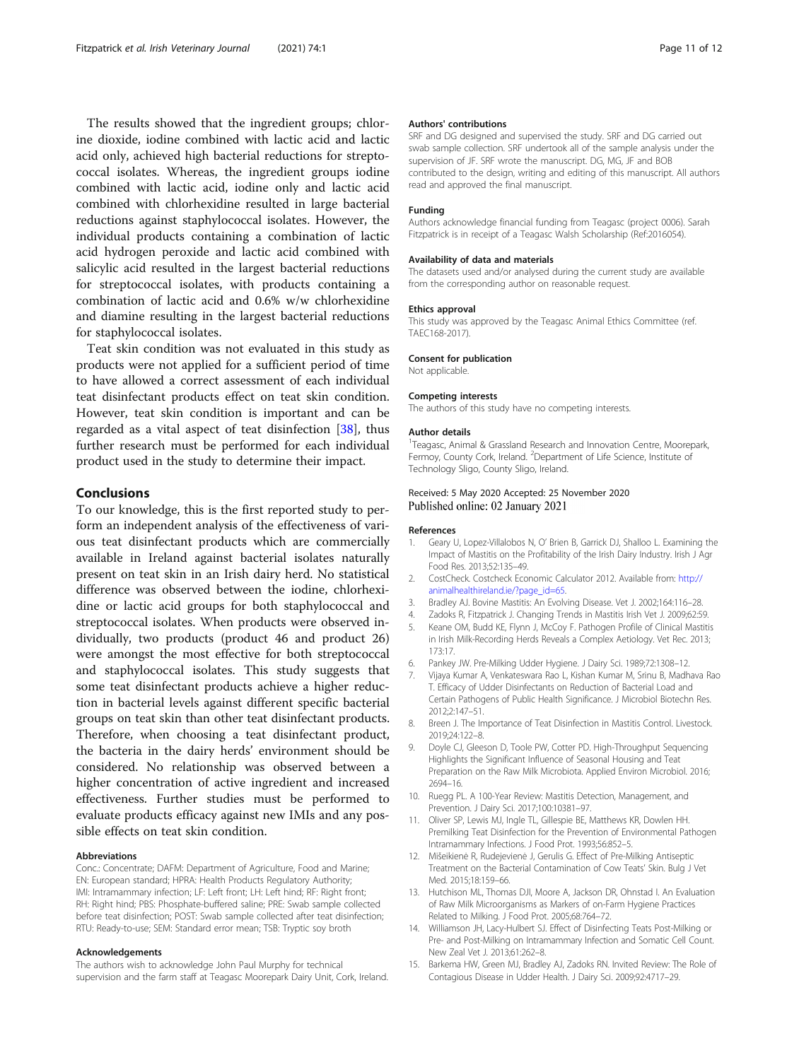The results showed that the ingredient groups; chlorine dioxide, iodine combined with lactic acid and lactic acid only, achieved high bacterial reductions for streptococcal isolates. Whereas, the ingredient groups iodine combined with lactic acid, iodine only and lactic acid combined with chlorhexidine resulted in large bacterial reductions against staphylococcal isolates. However, the individual products containing a combination of lactic acid hydrogen peroxide and lactic acid combined with salicylic acid resulted in the largest bacterial reductions for streptococcal isolates, with products containing a combination of lactic acid and 0.6% w/w chlorhexidine and diamine resulting in the largest bacterial reductions for staphylococcal isolates.

Teat skin condition was not evaluated in this study as products were not applied for a sufficient period of time to have allowed a correct assessment of each individual teat disinfectant products effect on teat skin condition. However, teat skin condition is important and can be regarded as a vital aspect of teat disinfection [38], thus further research must be performed for each individual product used in the study to determine their impact.

## Conclusions

To our knowledge, this is the first reported study to perform an independent analysis of the effectiveness of various teat disinfectant products which are commercially available in Ireland against bacterial isolates naturally present on teat skin in an Irish dairy herd. No statistical difference was observed between the iodine, chlorhexidine or lactic acid groups for both staphylococcal and streptococcal isolates. When products were observed individually, two products (product 46 and product 26) were amongst the most effective for both streptococcal and staphylococcal isolates. This study suggests that some teat disinfectant products achieve a higher reduction in bacterial levels against different specific bacterial groups on teat skin than other teat disinfectant products. Therefore, when choosing a teat disinfectant product, the bacteria in the dairy herds' environment should be considered. No relationship was observed between a higher concentration of active ingredient and increased effectiveness. Further studies must be performed to evaluate products efficacy against new IMIs and any possible effects on teat skin condition.

### Abbreviations

Conc.: Concentrate; DAFM: Department of Agriculture, Food and Marine; EN: European standard; HPRA: Health Products Regulatory Authority; IMI: Intramammary infection; LF: Left front; LH: Left hind; RF: Right front; RH: Right hind; PBS: Phosphate-buffered saline; PRE: Swab sample collected before teat disinfection; POST: Swab sample collected after teat disinfection; RTU: Ready-to-use; SEM: Standard error mean; TSB: Tryptic soy broth

### Acknowledgements

The authors wish to acknowledge John Paul Murphy for technical supervision and the farm staff at Teagasc Moorepark Dairy Unit, Cork, Ireland.

### Authors' contributions

SRF and DG designed and supervised the study. SRF and DG carried out swab sample collection. SRF undertook all of the sample analysis under the supervision of JF. SRF wrote the manuscript. DG, MG, JF and BOB contributed to the design, writing and editing of this manuscript. All authors read and approved the final manuscript.

### Funding

Authors acknowledge financial funding from Teagasc (project 0006). Sarah Fitzpatrick is in receipt of a Teagasc Walsh Scholarship (Ref:2016054).

### Availability of data and materials

The datasets used and/or analysed during the current study are available from the corresponding author on reasonable request.

### Ethics approval

This study was approved by the Teagasc Animal Ethics Committee (ref. TAEC168-2017).

### Consent for publication

Not applicable.

### Competing interests

The authors of this study have no competing interests.

### Author details

[1]Teagasc, Animal & Grassland Research and Innovation Centre, Moorepark, Fermoy, County Cork, Ireland. [2]Department of Life Science, Institute of Technology Sligo, County Sligo, Ireland.

Received: 5 May 2020 Accepted: 25 November 2020
Published online: 02 January 2021

### References

1. Geary U, Lopez-Villalobos N, O' Brien B, Garrick DJ, Shalloo L. Examining the Impact of Mastitis on the Profitability of the Irish Dairy Industry. Irish J Agr Food Res. 2013;52:135–49.
2. CostCheck. Costcheck Economic Calculator 2012. Available from: http://animalhealthireland.ie/?page_id=65.
3. Bradley AJ. Bovine Mastitis: An Evolving Disease. Vet J. 2002;164:116–28.
4. Zadoks R, Fitzpatrick J. Changing Trends in Mastitis Irish Vet J. 2009;62:59.
5. Keane OM, Budd KE, Flynn J, McCoy F. Pathogen Profile of Clinical Mastitis in Irish Milk-Recording Herds Reveals a Complex Aetiology. Vet Rec. 2013;173:17.
6. Pankey JW. Pre-Milking Udder Hygiene. J Dairy Sci. 1989;72:1308–12.
7. Vijaya Kumar A, Venkateswara Rao L, Kishan Kumar M, Srinu B, Madhava Rao T. Efficacy of Udder Disinfectants on Reduction of Bacterial Load and Certain Pathogens of Public Health Significance. J Microbiol Biotechn Res. 2012;2:147–51.
8. Breen J. The Importance of Teat Disinfection in Mastitis Control. Livestock. 2019;24:122–8.
9. Doyle CJ, Gleeson D, Toole PW, Cotter PD. High-Throughput Sequencing Highlights the Significant Influence of Seasonal Housing and Teat Preparation on the Raw Milk Microbiota. Applied Environ Microbiol. 2016;2694–16.
10. Ruegg PL. A 100-Year Review: Mastitis Detection, Management, and Prevention. J Dairy Sci. 2017;100:10381–97.
11. Oliver SP, Lewis MJ, Ingle TL, Gillespie BE, Matthews KR, Dowlen HH. Premilking Teat Disinfection for the Prevention of Environmental Pathogen Intramammary Infections. J Food Prot. 1993;56:852–5.
12. Mišeikienė R, Rudejevienė J, Gerulis G. Effect of Pre-Milking Antiseptic Treatment on the Bacterial Contamination of Cow Teats' Skin. Bulg J Vet Med. 2015;18:159–66.
13. Hutchison ML, Thomas DJI, Moore A, Jackson DR, Ohnstad I. An Evaluation of Raw Milk Microorganisms as Markers of on-Farm Hygiene Practices Related to Milking. J Food Prot. 2005;68:764–72.
14. Williamson JH, Lacy-Hulbert SJ. Effect of Disinfecting Teats Post-Milking or Pre- and Post-Milking on Intramammary Infection and Somatic Cell Count. New Zeal Vet J. 2013;61:262–8.
15. Barkema HW, Green MJ, Bradley AJ, Zadoks RN. Invited Review: The Role of Contagious Disease in Udder Health. J Dairy Sci. 2009;92:4717–29.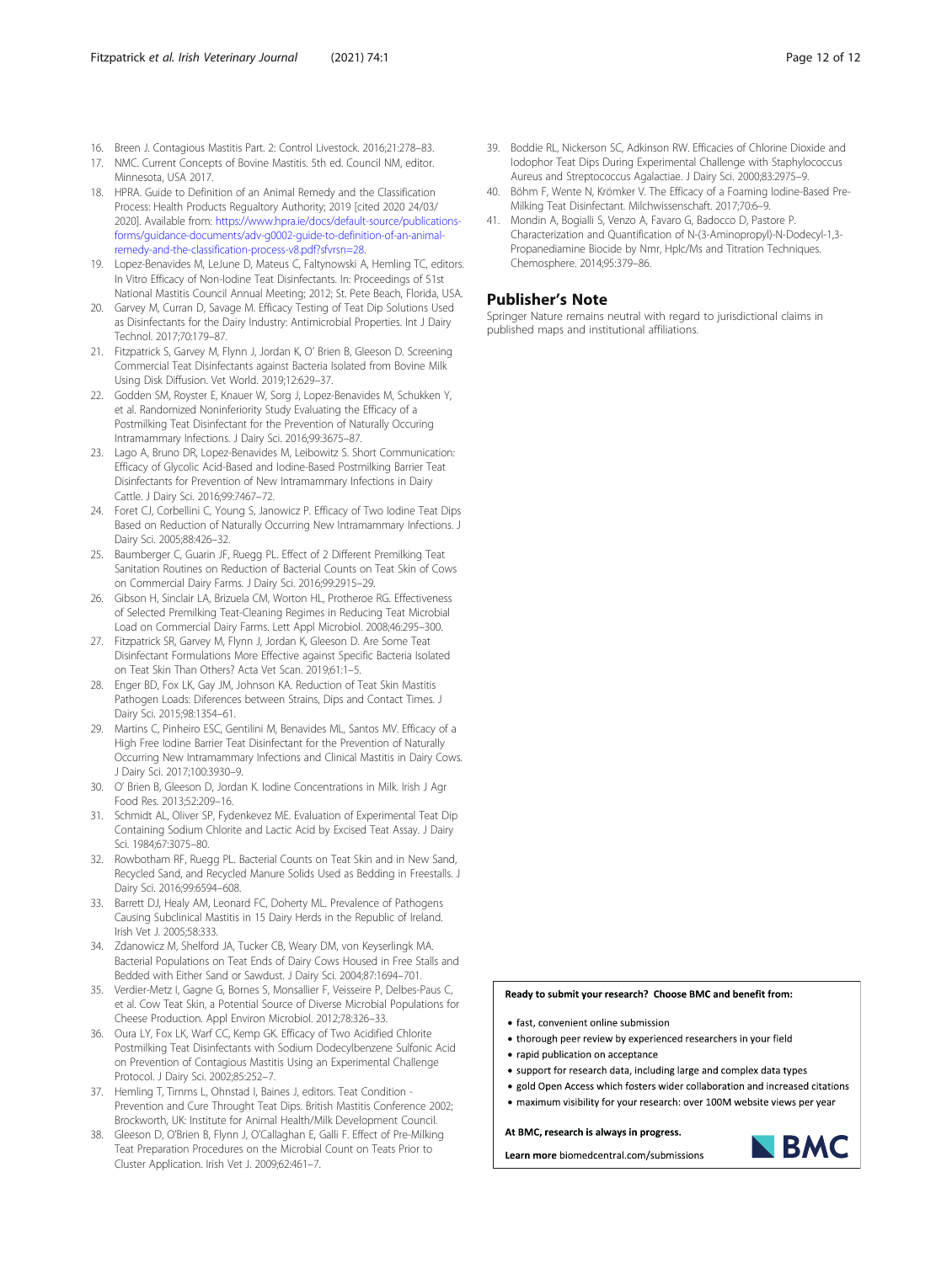16. Breen J. Contagious Mastitis Part. 2: Control Livestock. 2016;21:278–83.
17. NMC. Current Concepts of Bovine Mastitis. 5th ed. Council NM, editor. Minnesota, USA 2017.
18. HPRA. Guide to Definition of an Animal Remedy and the Classification Process: Health Products Regualtory Authority; 2019 [cited 2020 24/03/2020]. Available from: https://www.hpra.ie/docs/default-source/publications-forms/guidance-documents/adv-g0002-guide-to-definition-of-an-animal-remedy-and-the-classification-process-v8.pdf?sfvrsn=28.
19. Lopez-Benavides M, LeJune D, Mateus C, Faltynowski A, Hemling TC, editors. In Vitro Efficacy of Non-Iodine Teat Disinfectants. In: Proceedings of 51st National Mastitis Council Annual Meeting; 2012; St. Pete Beach, Florida, USA.
20. Garvey M, Curran D, Savage M. Efficacy Testing of Teat Dip Solutions Used as Disinfectants for the Dairy Industry: Antimicrobial Properties. Int J Dairy Technol. 2017;70:179–87.
21. Fitzpatrick S, Garvey M, Flynn J, Jordan K, O' Brien B, Gleeson D. Screening Commercial Teat Disinfectants against Bacteria Isolated from Bovine Milk Using Disk Diffusion. Vet World. 2019;12:629–37.
22. Godden SM, Royster E, Knauer W, Sorg J, Lopez-Benavides M, Schukken Y, et al. Randomized Noninferiority Study Evaluating the Efficacy of a Postmilking Teat Disinfectant for the Prevention of Naturally Occuring Intramammary Infections. J Dairy Sci. 2016;99:3675–87.
23. Lago A, Bruno DR, Lopez-Benavides M, Leibowitz S. Short Communication: Efficacy of Glycolic Acid-Based and Iodine-Based Postmilking Barrier Teat Disinfectants for Prevention of New Intramammary Infections in Dairy Cattle. J Dairy Sci. 2016;99:7467–72.
24. Foret CJ, Corbellini C, Young S, Janowicz P. Efficacy of Two Iodine Teat Dips Based on Reduction of Naturally Occurring New Intramammary Infections. J Dairy Sci. 2005;88:426–32.
25. Baumberger C, Guarin JF, Ruegg PL. Effect of 2 Different Premilking Teat Sanitation Routines on Reduction of Bacterial Counts on Teat Skin of Cows on Commercial Dairy Farms. J Dairy Sci. 2016;99:2915–29.
26. Gibson H, Sinclair LA, Brizuela CM, Worton HL, Protheroe RG. Effectiveness of Selected Premilking Teat-Cleaning Regimes in Reducing Teat Microbial Load on Commercial Dairy Farms. Lett Appl Microbiol. 2008;46:295–300.
27. Fitzpatrick SR, Garvey M, Flynn J, Jordan K, Gleeson D. Are Some Teat Disinfectant Formulations More Effective against Specific Bacteria Isolated on Teat Skin Than Others? Acta Vet Scan. 2019;61:1–5.
28. Enger BD, Fox LK, Gay JM, Johnson KA. Reduction of Teat Skin Mastitis Pathogen Loads: Differences between Strains, Dips and Contact Times. J Dairy Sci. 2015;98:1354–61.
29. Martins C, Pinheiro ESC, Gentilini M, Benavides ML, Santos MV. Efficacy of a High Free Iodine Barrier Teat Disinfectant for the Prevention of Naturally Occurring New Intramammary Infections and Clinical Mastitis in Dairy Cows. J Dairy Sci. 2017;100:3930–9.
30. O' Brien B, Gleeson D, Jordan K. Iodine Concentrations in Milk. Irish J Agr Food Res. 2013;52:209–16.
31. Schmidt AL, Oliver SP, Fydenkevez ME. Evaluation of Experimental Teat Dip Containing Sodium Chlorite and Lactic Acid by Excised Teat Assay. J Dairy Sci. 1984;67:3075–80.
32. Rowbotham RF, Ruegg PL. Bacterial Counts on Teat Skin and in New Sand, Recycled Sand, and Recycled Manure Solids Used as Bedding in Freestalls. J Dairy Sci. 2016;99:6594–608.
33. Barrett DJ, Healy AM, Leonard FC, Doherty ML. Prevalence of Pathogens Causing Subclinical Mastitis in 15 Dairy Herds in the Republic of Ireland. Irish Vet J. 2005;58:333.
34. Zdanowicz M, Shelford JA, Tucker CB, Weary DM, von Keyserlingk MA. Bacterial Populations on Teat Ends of Dairy Cows Housed in Free Stalls and Bedded with Either Sand or Sawdust. J Dairy Sci. 2004;87:1694–701.
35. Verdier-Metz I, Gagne G, Bornes S, Monsallier F, Veisseire P, Delbes-Paus C, et al. Cow Teat Skin, a Potential Source of Diverse Microbial Populations for Cheese Production. Appl Environ Microbiol. 2012;78:326–33.
36. Oura LY, Fox LK, Warf CC, Kemp GK. Efficacy of Two Acidified Chlorite Postmilking Teat Disinfectants with Sodium Dodecylbenzene Sulfonic Acid on Prevention of Contagious Mastitis Using an Experimental Challenge Protocol. J Dairy Sci. 2002;85:252–7.
37. Hemling T, Timms L, Ohnstad I, Baines J, editors. Teat Condition - Prevention and Cure Throught Teat Dips. British Mastitis Conference 2002; Brockworth, UK: Institute for Animal Health/Milk Development Council.
38. Gleeson D, O'Brien B, Flynn J, O'Callaghan E, Galli F. Effect of Pre-Milking Teat Preparation Procedures on the Microbial Count on Teats Prior to Cluster Application. Irish Vet J. 2009;62:461–7.
39. Boddie RL, Nickerson SC, Adkinson RW. Efficacies of Chlorine Dioxide and Iodophor Teat Dips During Experimental Challenge with Staphylococcus Aureus and Streptococcus Agalactiae. J Dairy Sci. 2000;83:2975–9.
40. Böhm F, Wente N, Krömker V. The Efficacy of a Foaming Iodine-Based Pre-Milking Teat Disinfectant. Milchwissenschaft. 2017;70:6–9.
41. Mondin A, Bogialli S, Venzo A, Favaro G, Badocco D, Pastore P. Characterization and Quantification of N-(3-Aminopropyl)-N-Dodecyl-1,3-Propanediamine Biocide by Nmr, Hplc/Ms and Titration Techniques. Chemosphere. 2014;95:379–86.

## Publisher's Note

Springer Nature remains neutral with regard to jurisdictional claims in published maps and institutional affiliations.

**Ready to submit your research? Choose BMC and benefit from:**

- fast, convenient online submission
- thorough peer review by experienced researchers in your field
- rapid publication on acceptance
- support for research data, including large and complex data types
- gold Open Access which fosters wider collaboration and increased citations
- maximum visibility for your research: over 100M website views per year

**At BMC, research is always in progress.**

**Learn more** biomedcentral.com/submissions

BMC